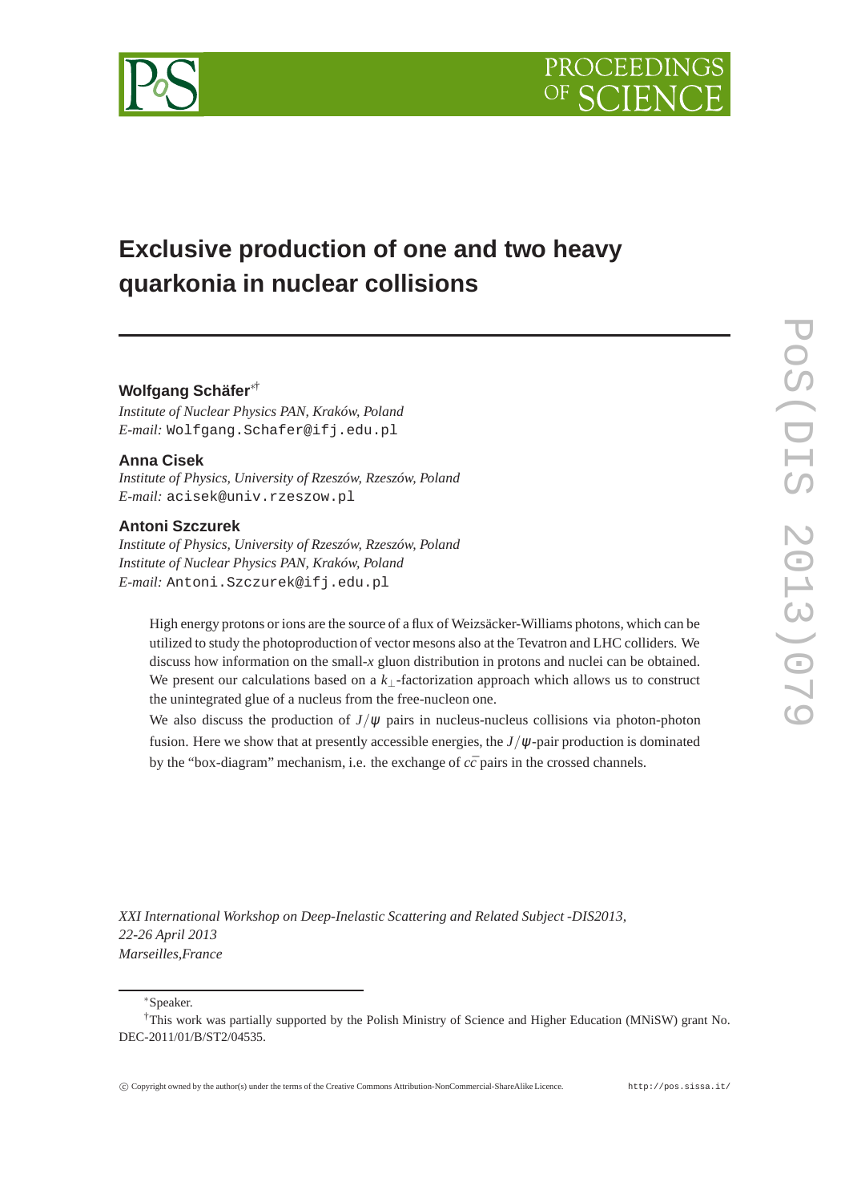# Exclusive production of one and two heavy quarkonia in nuclear collisions

**Wolfgang Schäfer**[∗†]
*Institute of Nuclear Physics PAN, Kraków, Poland*
*E-mail:* Wolfgang.Schafer@ifj.edu.pl

**Anna Cisek**
*Institute of Physics, University of Rzeszów, Rzeszów, Poland*
*E-mail:* acisek@univ.rzeszow.pl

**Antoni Szczurek**
*Institute of Physics, University of Rzeszów, Rzeszów, Poland*
*Institute of Nuclear Physics PAN, Kraków, Poland*
*E-mail:* Antoni.Szczurek@ifj.edu.pl

High energy protons or ions are the source of a flux of Weizsäcker-Williams photons, which can be utilized to study the photoproduction of vector mesons also at the Tevatron and LHC colliders. We discuss how information on the small-$x$ gluon distribution in protons and nuclei can be obtained. We present our calculations based on a $k_{\perp}$-factorization approach which allows us to construct the unintegrated glue of a nucleus from the free-nucleon one.

We also discuss the production of $J/\psi$ pairs in nucleus-nucleus collisions via photon-photon fusion. Here we show that at presently accessible energies, the $J/\psi$-pair production is dominated by the "box-diagram" mechanism, i.e. the exchange of $c\bar{c}$ pairs in the crossed channels.

*XXI International Workshop on Deep-Inelastic Scattering and Related Subject -DIS2013,*
*22-26 April 2013*
*Marseilles,France*

[∗]Speaker.

[†]This work was partially supported by the Polish Ministry of Science and Higher Education (MNiSW) grant No. DEC-2011/01/B/ST2/04535.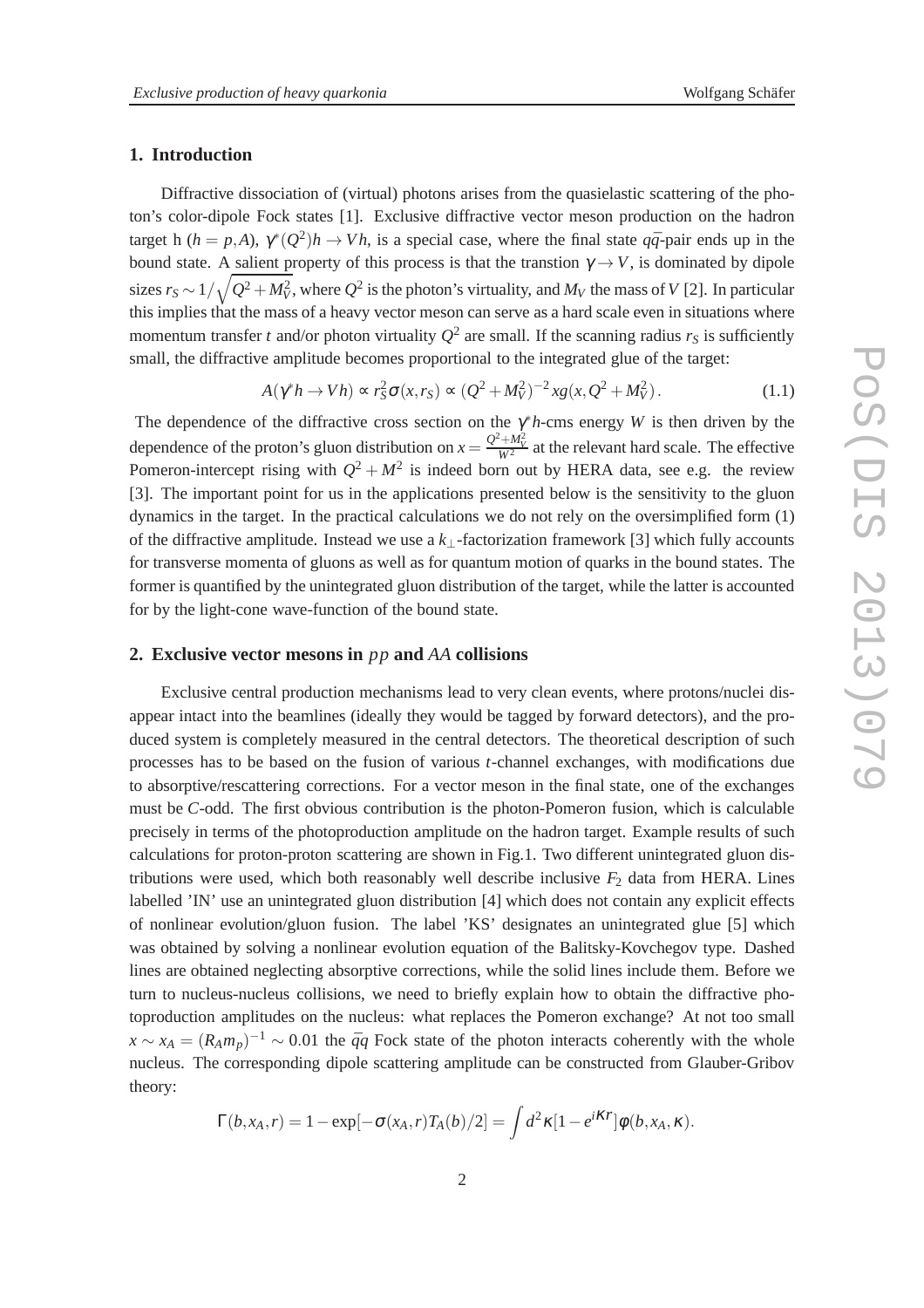## 1. Introduction

Diffractive dissociation of (virtual) photons arises from the quasielastic scattering of the photon's color-dipole Fock states [1]. Exclusive diffractive vector meson production on the hadron target h ($h = p, A$), $\gamma^*(Q^2)h \to Vh$, is a special case, where the final state $q\bar{q}$-pair ends up in the bound state. A salient property of this process is that the transtion $\gamma \to V$, is dominated by dipole sizes $r_S \sim 1/\sqrt{Q^2 + M_V^2}$, where $Q^2$ is the photon's virtuality, and $M_V$ the mass of $V$ [2]. In particular this implies that the mass of a heavy vector meson can serve as a hard scale even in situations where momentum transfer $t$ and/or photon virtuality $Q^2$ are small. If the scanning radius $r_S$ is sufficiently small, the diffractive amplitude becomes proportional to the integrated glue of the target:

$$A(\gamma^* h \to Vh) \propto r_S^2 \sigma(x, r_S) \propto (Q^2 + M_V^2)^{-2} xg(x, Q^2 + M_V^2). \tag{1.1}$$

The dependence of the diffractive cross section on the $\gamma^* h$-cms energy $W$ is then driven by the dependence of the proton's gluon distribution on $x = \frac{Q^2 + M_V^2}{W^2}$ at the relevant hard scale. The effective Pomeron-intercept rising with $Q^2 + M^2$ is indeed born out by HERA data, see e.g. the review [3]. The important point for us in the applications presented below is the sensitivity to the gluon dynamics in the target. In the practical calculations we do not rely on the oversimplified form (1) of the diffractive amplitude. Instead we use a $k_\perp$-factorization framework [3] which fully accounts for transverse momenta of gluons as well as for quantum motion of quarks in the bound states. The former is quantified by the unintegrated gluon distribution of the target, while the latter is accounted for by the light-cone wave-function of the bound state.

## 2. Exclusive vector mesons in $pp$ and $AA$ collisions

Exclusive central production mechanisms lead to very clean events, where protons/nuclei disappear intact into the beamlines (ideally they would be tagged by forward detectors), and the produced system is completely measured in the central detectors. The theoretical description of such processes has to be based on the fusion of various $t$-channel exchanges, with modifications due to absorptive/rescattering corrections. For a vector meson in the final state, one of the exchanges must be $C$-odd. The first obvious contribution is the photon-Pomeron fusion, which is calculable precisely in terms of the photoproduction amplitude on the hadron target. Example results of such calculations for proton-proton scattering are shown in Fig.1. Two different unintegrated gluon distributions were used, which both reasonably well describe inclusive $F_2$ data from HERA. Lines labelled 'IN' use an unintegrated gluon distribution [4] which does not contain any explicit effects of nonlinear evolution/gluon fusion. The label 'KS' designates an unintegrated glue [5] which was obtained by solving a nonlinear evolution equation of the Balitsky-Kovchegov type. Dashed lines are obtained neglecting absorptive corrections, while the solid lines include them. Before we turn to nucleus-nucleus collisions, we need to briefly explain how to obtain the diffractive photoproduction amplitudes on the nucleus: what replaces the Pomeron exchange? At not too small $x \sim x_A = (R_A m_p)^{-1} \sim 0.01$ the $\bar{q}q$ Fock state of the photon interacts coherently with the whole nucleus. The corresponding dipole scattering amplitude can be constructed from Glauber-Gribov theory:

$$\Gamma(b, x_A, r) = 1 - \exp[-\sigma(x_A, r)T_A(b)/2] = \int d^2\kappa [1 - e^{i\kappa r}] \phi(b, x_A, \kappa).$$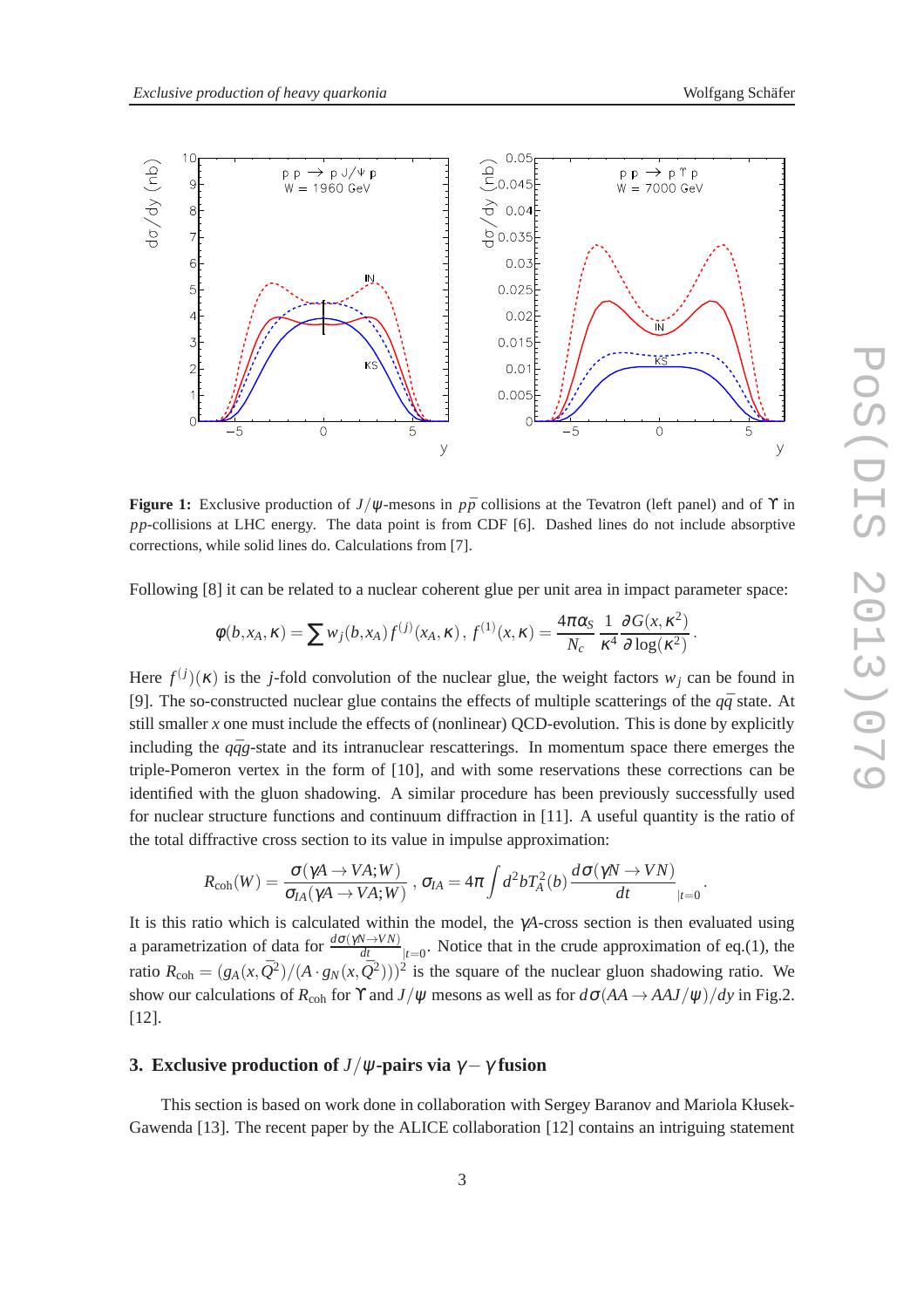**Figure 1:** Exclusive production of $J/\psi$-mesons in $p\bar{p}$ collisions at the Tevatron (left panel) and of $\Upsilon$ in $pp$-collisions at LHC energy. The data point is from CDF [6]. Dashed lines do not include absorptive corrections, while solid lines do. Calculations from [7].

Following [8] it can be related to a nuclear coherent glue per unit area in impact parameter space:

$$\phi(b, x_A, \kappa) = \sum w_j(b, x_A) f^{(j)}(x_A, \kappa), \; f^{(1)}(x, \kappa) = \frac{4\pi\alpha_S}{N_c} \frac{1}{\kappa^4} \frac{\partial G(x, \kappa^2)}{\partial \log(\kappa^2)}.$$

Here $f^{(j)}(\kappa)$ is the $j$-fold convolution of the nuclear glue, the weight factors $w_j$ can be found in [9]. The so-constructed nuclear glue contains the effects of multiple scatterings of the $q\bar{q}$ state. At still smaller $x$ one must include the effects of (nonlinear) QCD-evolution. This is done by explicitly including the $q\bar{q}g$-state and its intranuclear rescatterings. In momentum space there emerges the triple-Pomeron vertex in the form of [10], and with some reservations these corrections can be identified with the gluon shadowing. A similar procedure has been previously successfully used for nuclear structure functions and continuum diffraction in [11]. A useful quantity is the ratio of the total diffractive cross section to its value in impulse approximation:

$$R_{\rm coh}(W) = \frac{\sigma(\gamma A \to VA; W)}{\sigma_{IA}(\gamma A \to VA; W)}, \; \sigma_{IA} = 4\pi \int d^2 b T_A^2(b) \frac{d\sigma(\gamma N \to VN)}{dt}_{|t=0}.$$

It is this ratio which is calculated within the model, the $\gamma A$-cross section is then evaluated using a parametrization of data for $\frac{d\sigma(\gamma N \to VN)}{dt}_{|t=0}$. Notice that in the crude approximation of eq.(1), the ratio $R_{\rm coh} = (g_A(x, \bar{Q}^2)/(A \cdot g_N(x, \bar{Q}^2)))^2$ is the square of the nuclear gluon shadowing ratio. We show our calculations of $R_{\rm coh}$ for $\Upsilon$ and $J/\psi$ mesons as well as for $d\sigma(AA \to AAJ/\psi)/dy$ in Fig.2. [12].

## 3. Exclusive production of $J/\psi$-pairs via $\gamma - \gamma$ fusion

This section is based on work done in collaboration with Sergey Baranov and Mariola Kłusek-Gawenda [13]. The recent paper by the ALICE collaboration [12] contains an intriguing statement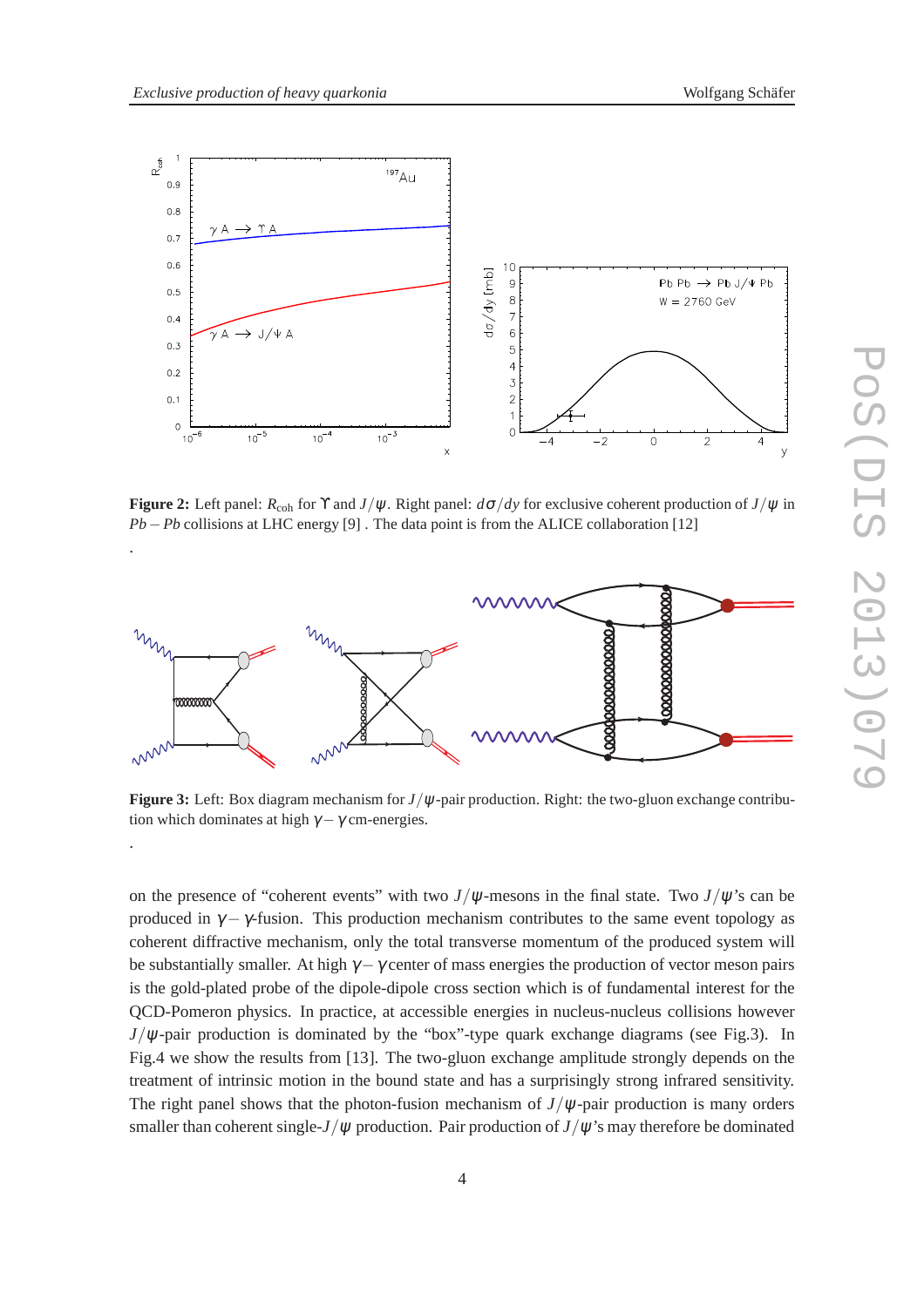**Figure 2:** Left panel: $R_{\rm coh}$ for $\Upsilon$ and $J/\psi$. Right panel: $d\sigma/dy$ for exclusive coherent production of $J/\psi$ in $Pb-Pb$ collisions at LHC energy [9] . The data point is from the ALICE collaboration [12]

.

**Figure 3:** Left: Box diagram mechanism for $J/\psi$-pair production. Right: the two-gluon exchange contribution which dominates at high $\gamma-\gamma$ cm-energies.

.

on the presence of "coherent events" with two $J/\psi$-mesons in the final state. Two $J/\psi$'s can be produced in $\gamma-\gamma$-fusion. This production mechanism contributes to the same event topology as coherent diffractive mechanism, only the total transverse momentum of the produced system will be substantially smaller. At high $\gamma-\gamma$ center of mass energies the production of vector meson pairs is the gold-plated probe of the dipole-dipole cross section which is of fundamental interest for the QCD-Pomeron physics. In practice, at accessible energies in nucleus-nucleus collisions however $J/\psi$-pair production is dominated by the "box"-type quark exchange diagrams (see Fig.3). In Fig.4 we show the results from [13]. The two-gluon exchange amplitude strongly depends on the treatment of intrinsic motion in the bound state and has a surprisingly strong infrared sensitivity. The right panel shows that the photon-fusion mechanism of $J/\psi$-pair production is many orders smaller than coherent single-$J/\psi$ production. Pair production of $J/\psi$'s may therefore be dominated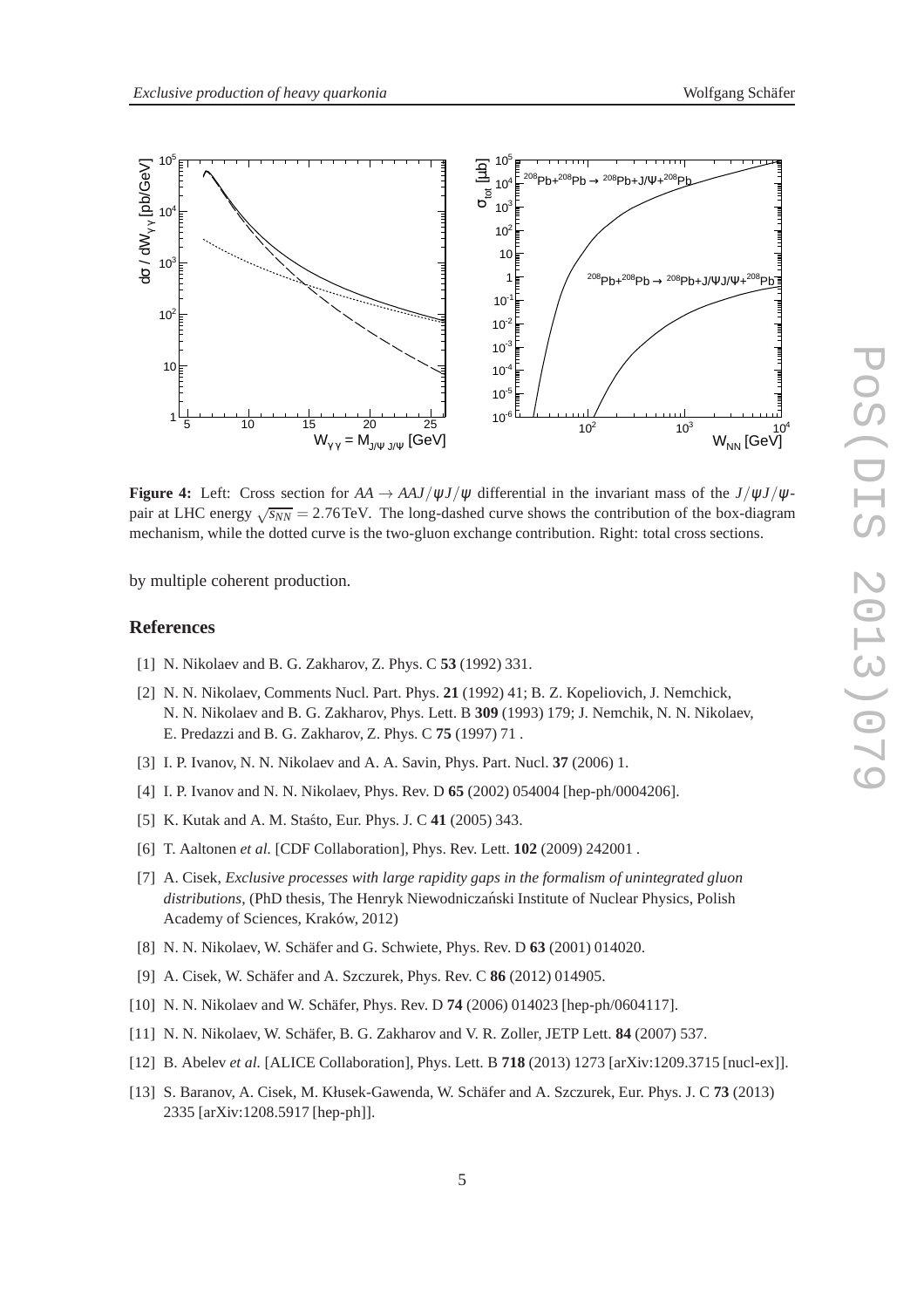$d\sigma / dW_{\gamma\gamma}$ [pb/GeV]

$W_{\gamma\gamma} = M_{J/\psi\, J/\psi}$ [GeV]

$\sigma_{tot}$ [μb]

$^{208}$Pb+$^{208}$Pb → $^{208}$Pb+J/Ψ+$^{208}$Pb

$^{208}$Pb+$^{208}$Pb → $^{208}$Pb+J/ΨJ/Ψ+$^{208}$Pb

$W_{NN}$ [GeV]

**Figure 4:** Left: Cross section for $AA \to AAJ/\psi J/\psi$ differential in the invariant mass of the $J/\psi J/\psi$-pair at LHC energy $\sqrt{s_{NN}} = 2.76\,\text{TeV}$. The long-dashed curve shows the contribution of the box-diagram mechanism, while the dotted curve is the two-gluon exchange contribution. Right: total cross sections.

by multiple coherent production.

## References

[1] N. Nikolaev and B. G. Zakharov, Z. Phys. C **53** (1992) 331.

[2] N. N. Nikolaev, Comments Nucl. Part. Phys. **21** (1992) 41; B. Z. Kopeliovich, J. Nemchick, N. N. Nikolaev and B. G. Zakharov, Phys. Lett. B **309** (1993) 179; J. Nemchik, N. N. Nikolaev, E. Predazzi and B. G. Zakharov, Z. Phys. C **75** (1997) 71 .

[3] I. P. Ivanov, N. N. Nikolaev and A. A. Savin, Phys. Part. Nucl. **37** (2006) 1.

[4] I. P. Ivanov and N. N. Nikolaev, Phys. Rev. D **65** (2002) 054004 [hep-ph/0004206].

[5] K. Kutak and A. M. Staśto, Eur. Phys. J. C **41** (2005) 343.

[6] T. Aaltonen *et al.* [CDF Collaboration], Phys. Rev. Lett. **102** (2009) 242001 .

[7] A. Cisek, *Exclusive processes with large rapidity gaps in the formalism of unintegrated gluon distributions*, (PhD thesis, The Henryk Niewodniczański Institute of Nuclear Physics, Polish Academy of Sciences, Kraków, 2012)

[8] N. N. Nikolaev, W. Schäfer and G. Schwiete, Phys. Rev. D **63** (2001) 014020.

[9] A. Cisek, W. Schäfer and A. Szczurek, Phys. Rev. C **86** (2012) 014905.

[10] N. N. Nikolaev and W. Schäfer, Phys. Rev. D **74** (2006) 014023 [hep-ph/0604117].

[11] N. N. Nikolaev, W. Schäfer, B. G. Zakharov and V. R. Zoller, JETP Lett. **84** (2007) 537.

[12] B. Abelev *et al.* [ALICE Collaboration], Phys. Lett. B **718** (2013) 1273 [arXiv:1209.3715 [nucl-ex]].

[13] S. Baranov, A. Cisek, M. Kłusek-Gawenda, W. Schäfer and A. Szczurek, Eur. Phys. J. C **73** (2013) 2335 [arXiv:1208.5917 [hep-ph]].